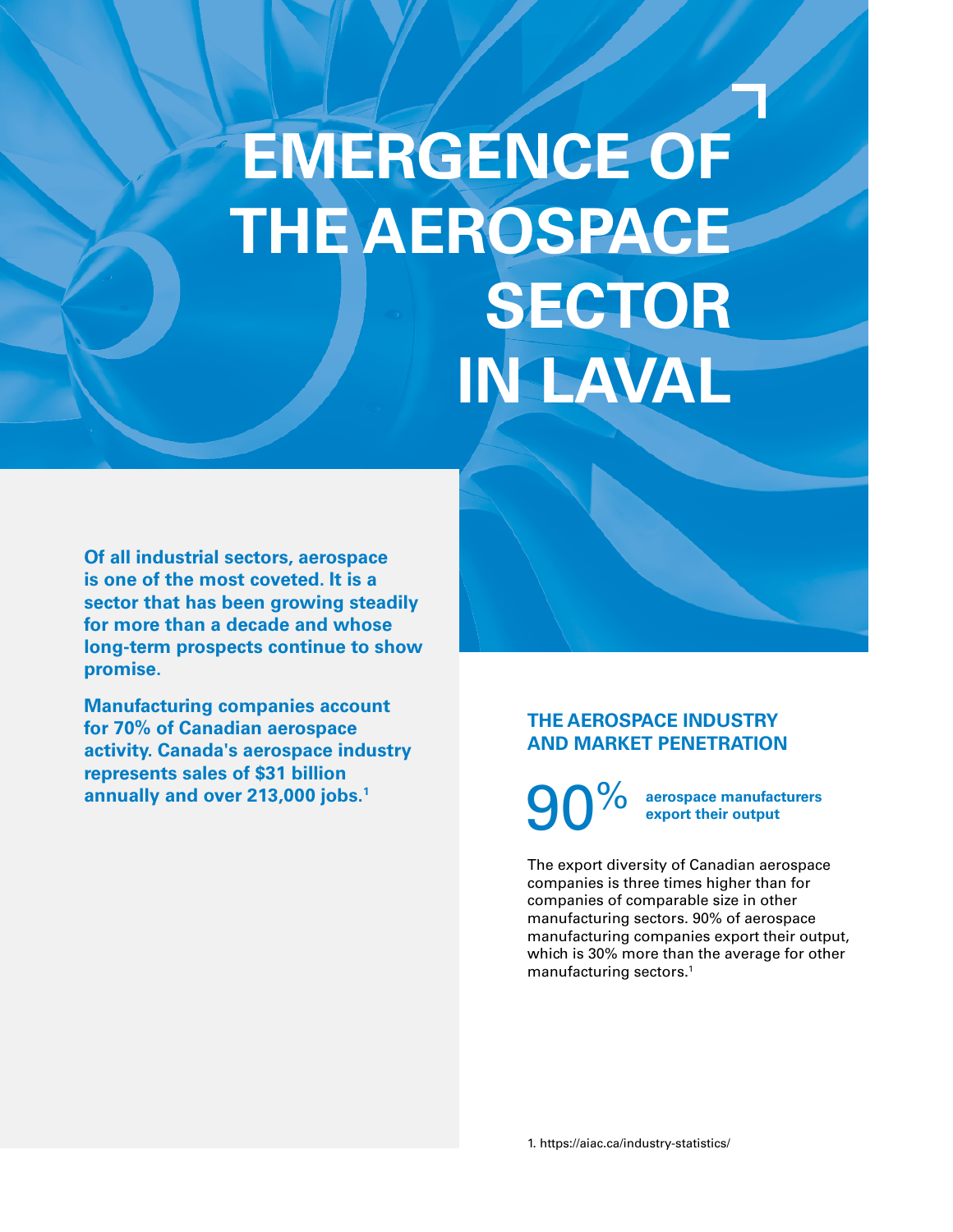# EMERGENCE OF THE AEROSPACE SECTOR IN LAVAL

**Of all industrial sectors, aerospace is one of the most coveted. It is a sector that has been growing steadily for more than a decade and whose long-term prospects continue to show promise.**

**Manufacturing companies account for 70% of Canadian aerospace activity. Canada's aerospace industry represents sales of $31 billion annually and over 213,000 jobs.[1]**

## THE AEROSPACE INDUSTRY AND MARKET PENETRATION

90% **aerospace manufacturers export their output**

The export diversity of Canadian aerospace companies is three times higher than for companies of comparable size in other manufacturing sectors. 90% of aerospace manufacturing companies export their output, which is 30% more than the average for other manufacturing sectors.[1]

1. https://aiac.ca/industry-statistics/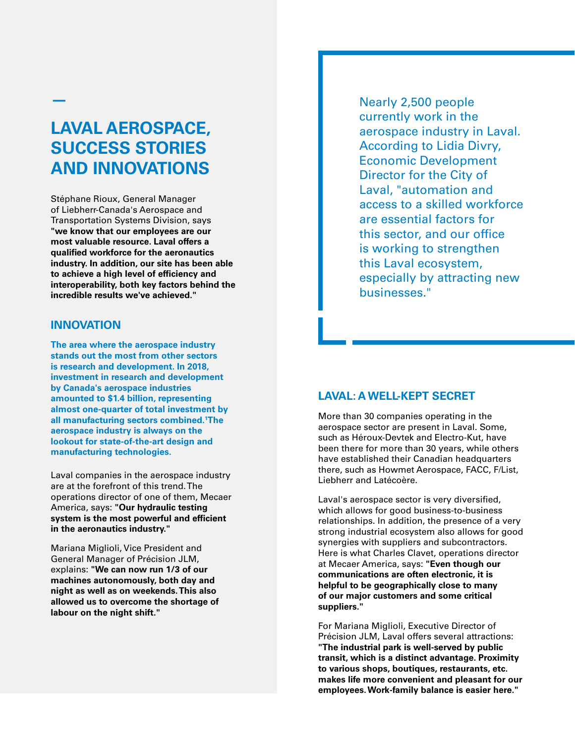## LAVAL AEROSPACE, SUCCESS STORIES AND INNOVATIONS

Stéphane Rioux, General Manager of Liebherr-Canada's Aerospace and Transportation Systems Division, says **"we know that our employees are our most valuable resource. Laval offers a qualified workforce for the aeronautics industry. In addition, our site has been able to achieve a high level of efficiency and interoperability, both key factors behind the incredible results we've achieved."**

### INNOVATION

**The area where the aerospace industry stands out the most from other sectors is research and development. In 2018, investment in research and development by Canada's aerospace industries amounted to $1.4 billion, representing almost one-quarter of total investment by all manufacturing sectors combined.[1] The aerospace industry is always on the lookout for state-of-the-art design and manufacturing technologies.**

Laval companies in the aerospace industry are at the forefront of this trend. The operations director of one of them, Mecaer America, says: **"Our hydraulic testing system is the most powerful and efficient in the aeronautics industry."**

Mariana Miglioli, Vice President and General Manager of Précision JLM, explains: **"We can now run 1/3 of our machines autonomously, both day and night as well as on weekends. This also allowed us to overcome the shortage of labour on the night shift."**

Nearly 2,500 people currently work in the aerospace industry in Laval. According to Lidia Divry, Economic Development Director for the City of Laval, "automation and access to a skilled workforce are essential factors for this sector, and our office is working to strengthen this Laval ecosystem, especially by attracting new businesses."

### LAVAL: A WELL-KEPT SECRET

More than 30 companies operating in the aerospace sector are present in Laval. Some, such as Héroux-Devtek and Electro-Kut, have been there for more than 30 years, while others have established their Canadian headquarters there, such as Howmet Aerospace, FACC, F/List, Liebherr and Latécoère.

Laval's aerospace sector is very diversified, which allows for good business-to-business relationships. In addition, the presence of a very strong industrial ecosystem also allows for good synergies with suppliers and subcontractors. Here is what Charles Clavet, operations director at Mecaer America, says: **"Even though our communications are often electronic, it is helpful to be geographically close to many of our major customers and some critical suppliers."**

For Mariana Miglioli, Executive Director of Précision JLM, Laval offers several attractions: **"The industrial park is well-served by public transit, which is a distinct advantage. Proximity to various shops, boutiques, restaurants, etc. makes life more convenient and pleasant for our employees. Work-family balance is easier here."**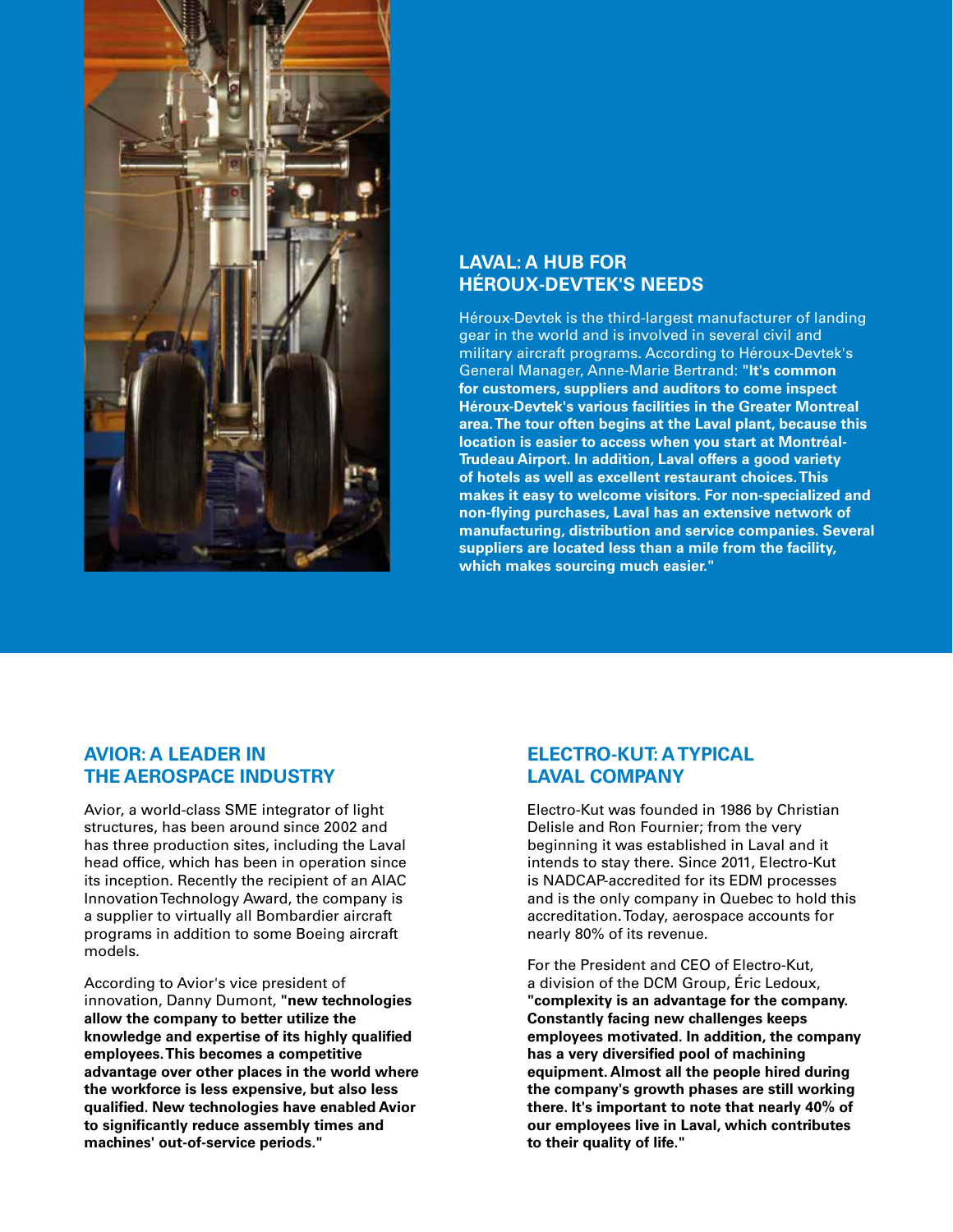## LAVAL: A HUB FOR HÉROUX-DEVTEK'S NEEDS

Héroux-Devtek is the third-largest manufacturer of landing gear in the world and is involved in several civil and military aircraft programs. According to Héroux-Devtek's General Manager, Anne-Marie Bertrand: **"It's common for customers, suppliers and auditors to come inspect Héroux-Devtek's various facilities in the Greater Montreal area. The tour often begins at the Laval plant, because this location is easier to access when you start at Montréal-Trudeau Airport. In addition, Laval offers a good variety of hotels as well as excellent restaurant choices. This makes it easy to welcome visitors. For non-specialized and non-flying purchases, Laval has an extensive network of manufacturing, distribution and service companies. Several suppliers are located less than a mile from the facility, which makes sourcing much easier."**

## AVIOR: A LEADER IN THE AEROSPACE INDUSTRY

Avior, a world-class SME integrator of light structures, has been around since 2002 and has three production sites, including the Laval head office, which has been in operation since its inception. Recently the recipient of an AIAC Innovation Technology Award, the company is a supplier to virtually all Bombardier aircraft programs in addition to some Boeing aircraft models.

According to Avior's vice president of innovation, Danny Dumont, **"new technologies allow the company to better utilize the knowledge and expertise of its highly qualified employees. This becomes a competitive advantage over other places in the world where the workforce is less expensive, but also less qualified. New technologies have enabled Avior to significantly reduce assembly times and machines' out-of-service periods."**

## ELECTRO-KUT: A TYPICAL LAVAL COMPANY

Electro-Kut was founded in 1986 by Christian Delisle and Ron Fournier; from the very beginning it was established in Laval and it intends to stay there. Since 2011, Electro-Kut is NADCAP-accredited for its EDM processes and is the only company in Quebec to hold this accreditation. Today, aerospace accounts for nearly 80% of its revenue.

For the President and CEO of Electro-Kut, a division of the DCM Group, Éric Ledoux, **"complexity is an advantage for the company. Constantly facing new challenges keeps employees motivated. In addition, the company has a very diversified pool of machining equipment. Almost all the people hired during the company's growth phases are still working there. It's important to note that nearly 40% of our employees live in Laval, which contributes to their quality of life."**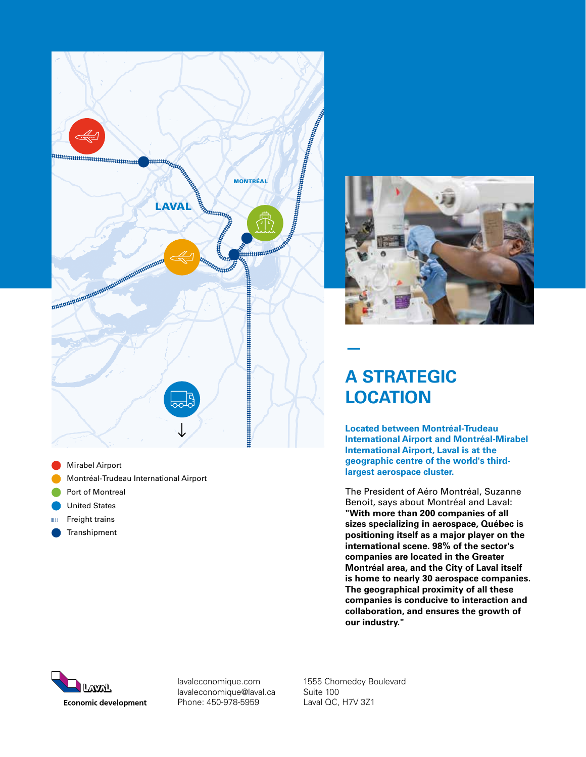LAVAL

MONTRÉAL

- Mirabel Airport
- Montréal-Trudeau International Airport
- Port of Montreal
- United States
- Freight trains
- Transhipment

## A STRATEGIC LOCATION

**Located between Montréal-Trudeau International Airport and Montréal-Mirabel International Airport, Laval is at the geographic centre of the world's third-largest aerospace cluster.**

The President of Aéro Montréal, Suzanne Benoit, says about Montréal and Laval: **"With more than 200 companies of all sizes specializing in aerospace, Québec is positioning itself as a major player on the international scene. 98% of the sector's companies are located in the Greater Montréal area, and the City of Laval itself is home to nearly 30 aerospace companies. The geographical proximity of all these companies is conducive to interaction and collaboration, and ensures the growth of our industry."**

Laval Economic development

lavaleconomique.com
lavaleconomique@laval.ca
Phone: 450-978-5959

1555 Chomedey Boulevard
Suite 100
Laval QC, H7V 3Z1